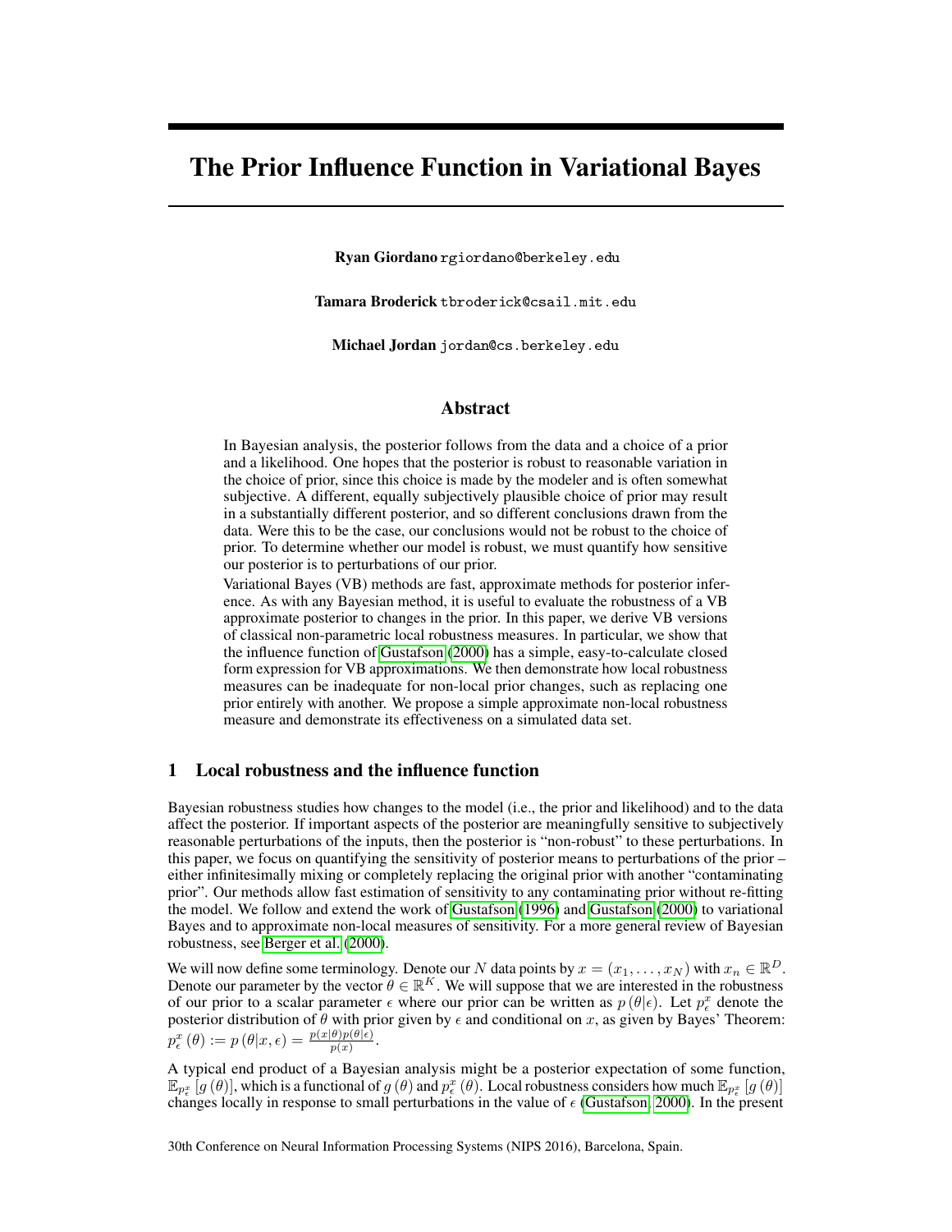# The Prior Influence Function in Variational Bayes

**Ryan Giordano** rgiordano@berkeley.edu

**Tamara Broderick** tbroderick@csail.mit.edu

**Michael Jordan** jordan@cs.berkeley.edu

## Abstract

In Bayesian analysis, the posterior follows from the data and a choice of a prior and a likelihood. One hopes that the posterior is robust to reasonable variation in the choice of prior, since this choice is made by the modeler and is often somewhat subjective. A different, equally subjectively plausible choice of prior may result in a substantially different posterior, and so different conclusions drawn from the data. Were this to be the case, our conclusions would not be robust to the choice of prior. To determine whether our model is robust, we must quantify how sensitive our posterior is to perturbations of our prior.

Variational Bayes (VB) methods are fast, approximate methods for posterior inference. As with any Bayesian method, it is useful to evaluate the robustness of a VB approximate posterior to changes in the prior. In this paper, we derive VB versions of classical non-parametric local robustness measures. In particular, we show that the influence function of Gustafson (2000) has a simple, easy-to-calculate closed form expression for VB approximations. We then demonstrate how local robustness measures can be inadequate for non-local prior changes, such as replacing one prior entirely with another. We propose a simple approximate non-local robustness measure and demonstrate its effectiveness on a simulated data set.

## 1 Local robustness and the influence function

Bayesian robustness studies how changes to the model (i.e., the prior and likelihood) and to the data affect the posterior. If important aspects of the posterior are meaningfully sensitive to subjectively reasonable perturbations of the inputs, then the posterior is "non-robust" to these perturbations. In this paper, we focus on quantifying the sensitivity of posterior means to perturbations of the prior – either infinitesimally mixing or completely replacing the original prior with another "contaminating prior". Our methods allow fast estimation of sensitivity to any contaminating prior without re-fitting the model. We follow and extend the work of Gustafson (1996) and Gustafson (2000) to variational Bayes and to approximate non-local measures of sensitivity. For a more general review of Bayesian robustness, see Berger et al. (2000).

We will now define some terminology. Denote our $N$ data points by $x = (x_1, \ldots, x_N)$ with $x_n \in \mathbb{R}^D$. Denote our parameter by the vector $\theta \in \mathbb{R}^K$. We will suppose that we are interested in the robustness of our prior to a scalar parameter $\epsilon$ where our prior can be written as $p(\theta|\epsilon)$. Let $p_\epsilon^x$ denote the posterior distribution of $\theta$ with prior given by $\epsilon$ and conditional on $x$, as given by Bayes' Theorem: $p_\epsilon^x(\theta) := p(\theta|x, \epsilon) = \frac{p(x|\theta)p(\theta|\epsilon)}{p(x)}$.

A typical end product of a Bayesian analysis might be a posterior expectation of some function, $\mathbb{E}_{p_\epsilon^x}[g(\theta)]$, which is a functional of $g(\theta)$ and $p_\epsilon^x(\theta)$. Local robustness considers how much $\mathbb{E}_{p_\epsilon^x}[g(\theta)]$ changes locally in response to small perturbations in the value of $\epsilon$ (Gustafson, 2000). In the present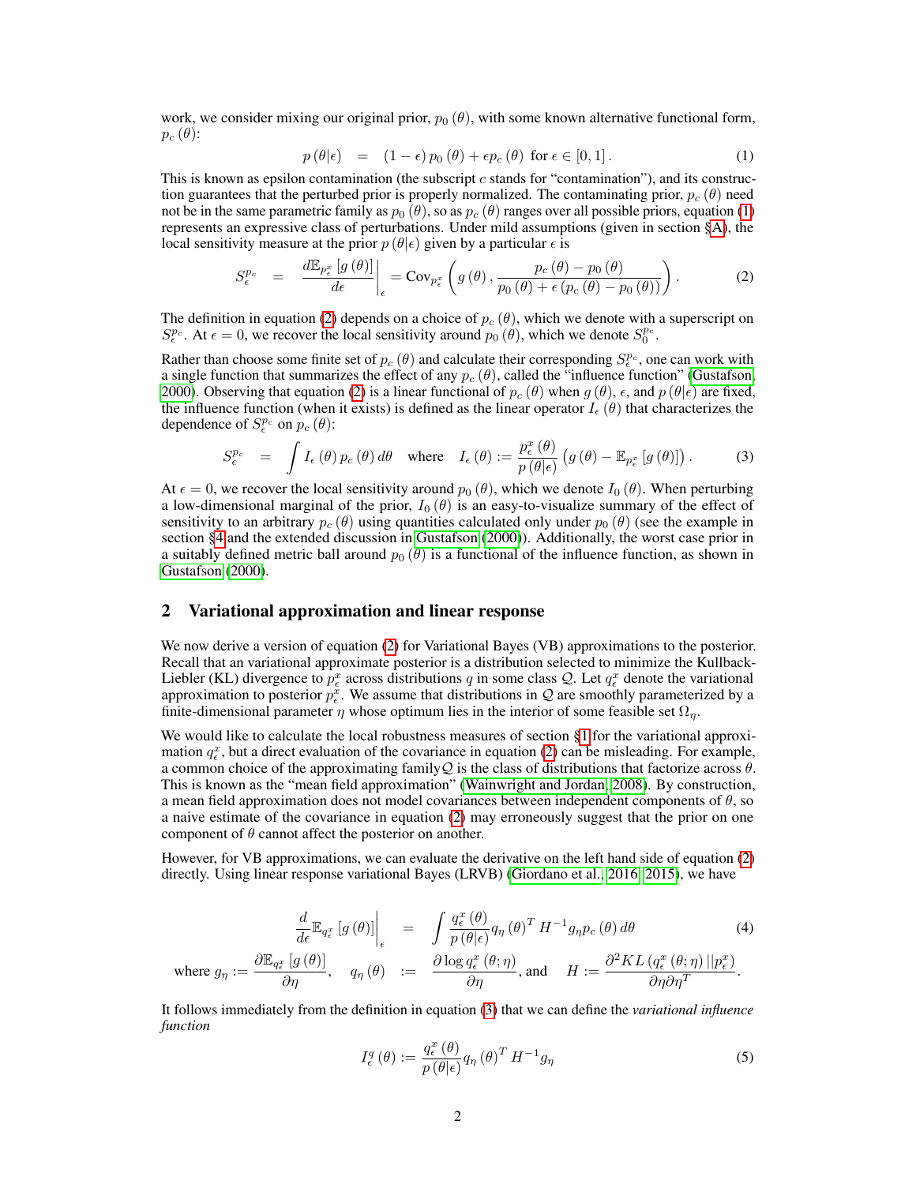work, we consider mixing our original prior, $p_0(\theta)$, with some known alternative functional form, $p_c(\theta)$:

$$p(\theta|\epsilon) \quad = \quad (1-\epsilon)\, p_0(\theta) + \epsilon p_c(\theta) \text{ for } \epsilon \in [0,1]. \tag{1}$$

This is known as epsilon contamination (the subscript $c$ stands for "contamination"), and its construction guarantees that the perturbed prior is properly normalized. The contaminating prior, $p_c(\theta)$ need not be in the same parametric family as $p_0(\theta)$, so as $p_c(\theta)$ ranges over all possible priors, equation (1) represents an expressive class of perturbations. Under mild assumptions (given in section §A), the local sensitivity measure at the prior $p(\theta|\epsilon)$ given by a particular $\epsilon$ is

$$S_\epsilon^{p_c} \quad = \quad \left.\frac{d\mathbb{E}_{p_\epsilon^x}[g(\theta)]}{d\epsilon}\right|_\epsilon = \mathrm{Cov}_{p_\epsilon^x}\left(g(\theta), \frac{p_c(\theta) - p_0(\theta)}{p_0(\theta) + \epsilon\,(p_c(\theta) - p_0(\theta))}\right). \tag{2}$$

The definition in equation (2) depends on a choice of $p_c(\theta)$, which we denote with a superscript on $S_\epsilon^{p_c}$. At $\epsilon = 0$, we recover the local sensitivity around $p_0(\theta)$, which we denote $S_0^{p_c}$.

Rather than choose some finite set of $p_c(\theta)$ and calculate their corresponding $S_\epsilon^{p_c}$, one can work with a single function that summarizes the effect of any $p_c(\theta)$, called the "influence function" (Gustafson, 2000). Observing that equation (2) is a linear functional of $p_c(\theta)$ when $g(\theta)$, $\epsilon$, and $p(\theta|\epsilon)$ are fixed, the influence function (when it exists) is defined as the linear operator $I_\epsilon(\theta)$ that characterizes the dependence of $S_\epsilon^{p_c}$ on $p_c(\theta)$:

$$S_\epsilon^{p_c} \quad = \quad \int I_\epsilon(\theta)\, p_c(\theta)\, d\theta \quad \text{where} \quad I_\epsilon(\theta) := \frac{p_\epsilon^x(\theta)}{p(\theta|\epsilon)}\left(g(\theta) - \mathbb{E}_{p_\epsilon^x}[g(\theta)]\right). \tag{3}$$

At $\epsilon = 0$, we recover the local sensitivity around $p_0(\theta)$, which we denote $I_0(\theta)$. When perturbing a low-dimensional marginal of the prior, $I_0(\theta)$ is an easy-to-visualize summary of the effect of sensitivity to an arbitrary $p_c(\theta)$ using quantities calculated only under $p_0(\theta)$ (see the example in section §4 and the extended discussion in Gustafson (2000)). Additionally, the worst case prior in a suitably defined metric ball around $p_0(\theta)$ is a functional of the influence function, as shown in Gustafson (2000).

## 2 Variational approximation and linear response

We now derive a version of equation (2) for Variational Bayes (VB) approximations to the posterior. Recall that an variational approximate posterior is a distribution selected to minimize the Kullback-Liebler (KL) divergence to $p_\epsilon^x$ across distributions $q$ in some class $\mathcal{Q}$. Let $q_\epsilon^x$ denote the variational approximation to posterior $p_\epsilon^x$. We assume that distributions in $\mathcal{Q}$ are smoothly parameterized by a finite-dimensional parameter $\eta$ whose optimum lies in the interior of some feasible set $\Omega_\eta$.

We would like to calculate the local robustness measures of section §1 for the variational approximation $q_\epsilon^x$, but a direct evaluation of the covariance in equation (2) can be misleading. For example, a common choice of the approximating family $\mathcal{Q}$ is the class of distributions that factorize across $\theta$. This is known as the "mean field approximation" (Wainwright and Jordan, 2008). By construction, a mean field approximation does not model covariances between independent components of $\theta$, so a naive estimate of the covariance in equation (2) may erroneously suggest that the prior on one component of $\theta$ cannot affect the posterior on another.

However, for VB approximations, we can evaluate the derivative on the left hand side of equation (2) directly. Using linear response variational Bayes (LRVB) (Giordano et al., 2016, 2015), we have

$$\left.\frac{d}{d\epsilon}\mathbb{E}_{q_\epsilon^x}[g(\theta)]\right|_\epsilon \quad = \quad \int \frac{q_\epsilon^x(\theta)}{p(\theta|\epsilon)} q_\eta(\theta)^T H^{-1} g_\eta\, p_c(\theta)\, d\theta \tag{4}$$

$$\text{where } g_\eta := \frac{\partial \mathbb{E}_{q_\epsilon^x}[g(\theta)]}{\partial \eta}, \quad q_\eta(\theta) \quad := \quad \frac{\partial \log q_\epsilon^x(\theta;\eta)}{\partial \eta}, \text{ and } \quad H := \frac{\partial^2 KL\left(q_\epsilon^x(\theta;\eta)\,||p_\epsilon^x\right)}{\partial\eta\partial\eta^T}.$$

It follows immediately from the definition in equation (3) that we can define the *variational influence function*

$$I_\epsilon^q(\theta) := \frac{q_\epsilon^x(\theta)}{p(\theta|\epsilon)} q_\eta(\theta)^T H^{-1} g_\eta \tag{5}$$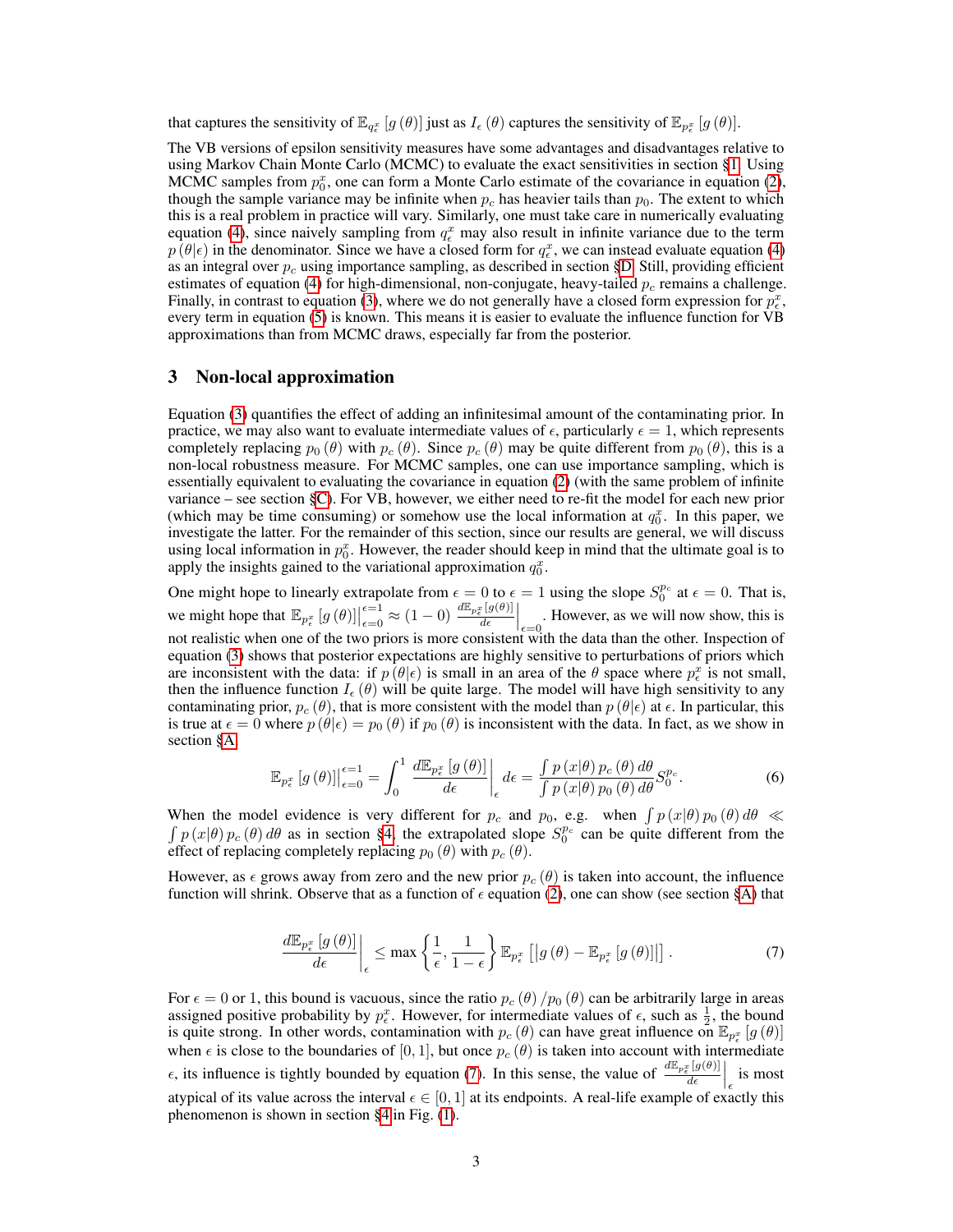that captures the sensitivity of $\mathbb{E}_{q_\epsilon^x}[g(\theta)]$ just as $I_\epsilon(\theta)$ captures the sensitivity of $\mathbb{E}_{p_\epsilon^x}[g(\theta)]$.

The VB versions of epsilon sensitivity measures have some advantages and disadvantages relative to using Markov Chain Monte Carlo (MCMC) to evaluate the exact sensitivities in section §1. Using MCMC samples from $p_0^x$, one can form a Monte Carlo estimate of the covariance in equation (2), though the sample variance may be infinite when $p_c$ has heavier tails than $p_0$. The extent to which this is a real problem in practice will vary. Similarly, one must take care in numerically evaluating equation (4), since naively sampling from $q_\epsilon^x$ may also result in infinite variance due to the term $p(\theta|\epsilon)$ in the denominator. Since we have a closed form for $q_\epsilon^x$, we can instead evaluate equation (4) as an integral over $p_c$ using importance sampling, as described in section §D. Still, providing efficient estimates of equation (4) for high-dimensional, non-conjugate, heavy-tailed $p_c$ remains a challenge. Finally, in contrast to equation (3), where we do not generally have a closed form expression for $p_\epsilon^x$, every term in equation (5) is known. This means it is easier to evaluate the influence function for VB approximations than from MCMC draws, especially far from the posterior.

## 3 Non-local approximation

Equation (3) quantifies the effect of adding an infinitesimal amount of the contaminating prior. In practice, we may also want to evaluate intermediate values of $\epsilon$, particularly $\epsilon = 1$, which represents completely replacing $p_0(\theta)$ with $p_c(\theta)$. Since $p_c(\theta)$ may be quite different from $p_0(\theta)$, this is a non-local robustness measure. For MCMC samples, one can use importance sampling, which is essentially equivalent to evaluating the covariance in equation (2) (with the same problem of infinite variance – see section §C). For VB, however, we either need to re-fit the model for each new prior (which may be time consuming) or somehow use the local information at $q_0^x$. In this paper, we investigate the latter. For the remainder of this section, since our results are general, we will discuss using local information in $p_0^x$. However, the reader should keep in mind that the ultimate goal is to apply the insights gained to the variational approximation $q_0^x$.

One might hope to linearly extrapolate from $\epsilon = 0$ to $\epsilon = 1$ using the slope $S_0^{p_c}$ at $\epsilon = 0$. That is, we might hope that $\mathbb{E}_{p_\epsilon^x}[g(\theta)]\big|_{\epsilon=0}^{\epsilon=1} \approx (1-0)\left.\frac{d\mathbb{E}_{p_\epsilon^x}[g(\theta)]}{d\epsilon}\right|_{\epsilon=0}$. However, as we will now show, this is not realistic when one of the two priors is more consistent with the data than the other. Inspection of equation (3) shows that posterior expectations are highly sensitive to perturbations of priors which are inconsistent with the data: if $p(\theta|\epsilon)$ is small in an area of the $\theta$ space where $p_\epsilon^x$ is not small, then the influence function $I_\epsilon(\theta)$ will be quite large. The model will have high sensitivity to any contaminating prior, $p_c(\theta)$, that is more consistent with the model than $p(\theta|\epsilon)$ at $\epsilon$. In particular, this is true at $\epsilon = 0$ where $p(\theta|\epsilon) = p_0(\theta)$ if $p_0(\theta)$ is inconsistent with the data. In fact, as we show in section §A

$$\mathbb{E}_{p_\epsilon^x}[g(\theta)]\big|_{\epsilon=0}^{\epsilon=1} = \int_0^1 \left.\frac{d\mathbb{E}_{p_\epsilon^x}[g(\theta)]}{d\epsilon}\right|_\epsilon d\epsilon = \frac{\int p(x|\theta)\, p_c(\theta)\, d\theta}{\int p(x|\theta)\, p_0(\theta)\, d\theta} S_0^{p_c}. \tag{6}$$

When the model evidence is very different for $p_c$ and $p_0$, e.g. when $\int p(x|\theta)\, p_0(\theta)\, d\theta \ll \int p(x|\theta)\, p_c(\theta)\, d\theta$ as in section §4, the extrapolated slope $S_0^{p_c}$ can be quite different from the effect of replacing completely replacing $p_0(\theta)$ with $p_c(\theta)$.

However, as $\epsilon$ grows away from zero and the new prior $p_c(\theta)$ is taken into account, the influence function will shrink. Observe that as a function of $\epsilon$ equation (2), one can show (see section §A) that

$$\left.\frac{d\mathbb{E}_{p_\epsilon^x}[g(\theta)]}{d\epsilon}\right|_\epsilon \le \max\left\{\frac{1}{\epsilon}, \frac{1}{1-\epsilon}\right\} \mathbb{E}_{p_\epsilon^x}\left[\left|g(\theta) - \mathbb{E}_{p_\epsilon^x}[g(\theta)]\right|\right]. \tag{7}$$

For $\epsilon = 0$ or 1, this bound is vacuous, since the ratio $p_c(\theta)/p_0(\theta)$ can be arbitrarily large in areas assigned positive probability by $p_\epsilon^x$. However, for intermediate values of $\epsilon$, such as $\frac{1}{2}$, the bound is quite strong. In other words, contamination with $p_c(\theta)$ can have great influence on $\mathbb{E}_{p_\epsilon^x}[g(\theta)]$ when $\epsilon$ is close to the boundaries of $[0, 1]$, but once $p_c(\theta)$ is taken into account with intermediate $\epsilon$, its influence is tightly bounded by equation (7). In this sense, the value of $\left.\frac{d\mathbb{E}_{p_\epsilon^x}[g(\theta)]}{d\epsilon}\right|_\epsilon$ is most atypical of its value across the interval $\epsilon \in [0, 1]$ at its endpoints. A real-life example of exactly this phenomenon is shown in section §4 in Fig. (1).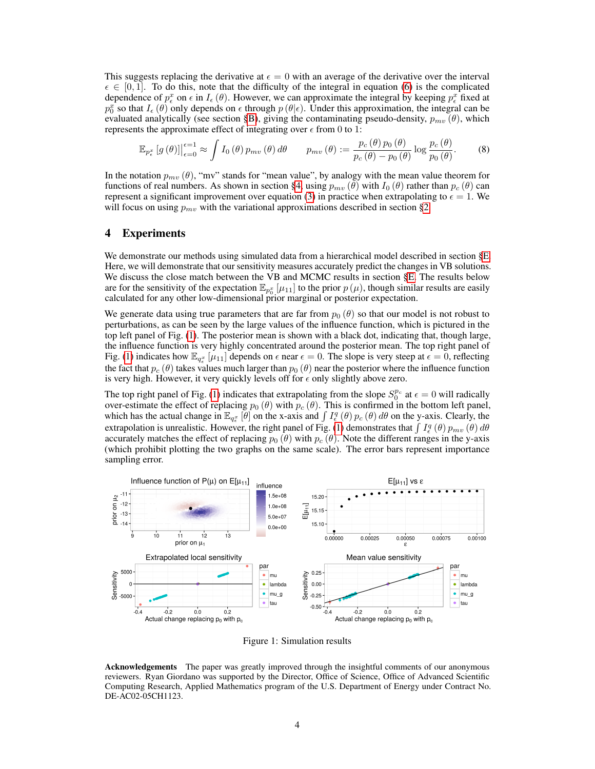This suggests replacing the derivative at $\epsilon = 0$ with an average of the derivative over the interval $\epsilon \in [0, 1]$. To do this, note that the difficulty of the integral in equation (6) is the complicated dependence of $p^x_\epsilon$ on $\epsilon$ in $I_\epsilon(\theta)$. However, we can approximate the integral by keeping $p^x_\epsilon$ fixed at $p^x_0$ so that $I_\epsilon(\theta)$ only depends on $\epsilon$ through $p(\theta|\epsilon)$. Under this approximation, the integral can be evaluated analytically (see section §B), giving the contaminating pseudo-density, $p_{mv}(\theta)$, which represents the approximate effect of integrating over $\epsilon$ from 0 to 1:

$$\mathbb{E}_{p^x_\epsilon}[g(\theta)]\Big|_{\epsilon=0}^{\epsilon=1} \approx \int I_0(\theta)\, p_{mv}(\theta)\, d\theta \qquad p_{mv}(\theta) := \frac{p_c(\theta)\, p_0(\theta)}{p_c(\theta) - p_0(\theta)} \log \frac{p_c(\theta)}{p_0(\theta)}. \tag{8}$$

In the notation $p_{mv}(\theta)$, "mv" stands for "mean value", by analogy with the mean value theorem for functions of real numbers. As shown in section §4, using $p_{mv}(\theta)$ with $I_0(\theta)$ rather than $p_c(\theta)$ can represent a significant improvement over equation (3) in practice when extrapolating to $\epsilon = 1$. We will focus on using $p_{mv}$ with the variational approximations described in section §2.

## 4 Experiments

We demonstrate our methods using simulated data from a hierarchical model described in section §E. Here, we will demonstrate that our sensitivity measures accurately predict the changes in VB solutions. We discuss the close match between the VB and MCMC results in section §E. The results below are for the sensitivity of the expectation $\mathbb{E}_{p^x_0}[\mu_{11}]$ to the prior $p(\mu)$, though similar results are easily calculated for any other low-dimensional prior marginal or posterior expectation.

We generate data using true parameters that are far from $p_0(\theta)$ so that our model is not robust to perturbations, as can be seen by the large values of the influence function, which is pictured in the top left panel of Fig. (1). The posterior mean is shown with a black dot, indicating that, though large, the influence function is very highly concentrated around the posterior mean. The top right panel of Fig. (1) indicates how $\mathbb{E}_{q^x_\epsilon}[\mu_{11}]$ depends on $\epsilon$ near $\epsilon = 0$. The slope is very steep at $\epsilon = 0$, reflecting the fact that $p_c(\theta)$ takes values much larger than $p_0(\theta)$ near the posterior where the influence function is very high. However, it very quickly levels off for $\epsilon$ only slightly above zero.

The top right panel of Fig. (1) indicates that extrapolating from the slope $S^{p_c}_0$ at $\epsilon = 0$ will radically over-estimate the effect of replacing $p_0(\theta)$ with $p_c(\theta)$. This is confirmed in the bottom left panel, which has the actual change in $\mathbb{E}_{q^x_\epsilon}[\theta]$ on the x-axis and $\int I^q_\epsilon(\theta)\, p_c(\theta)\, d\theta$ on the y-axis. Clearly, the extrapolation is unrealistic. However, the right panel of Fig. (1) demonstrates that $\int I^q_\epsilon(\theta)\, p_{mv}(\theta)\, d\theta$ accurately matches the effect of replacing $p_0(\theta)$ with $p_c(\theta)$. Note the different ranges in the y-axis (which prohibit plotting the two graphs on the same scale). The error bars represent importance sampling error.

Figure 1: Simulation results

**Acknowledgements** The paper was greatly improved through the insightful comments of our anonymous reviewers. Ryan Giordano was supported by the Director, Office of Science, Office of Advanced Scientific Computing Research, Applied Mathematics program of the U.S. Department of Energy under Contract No. DE-AC02-05CH11123.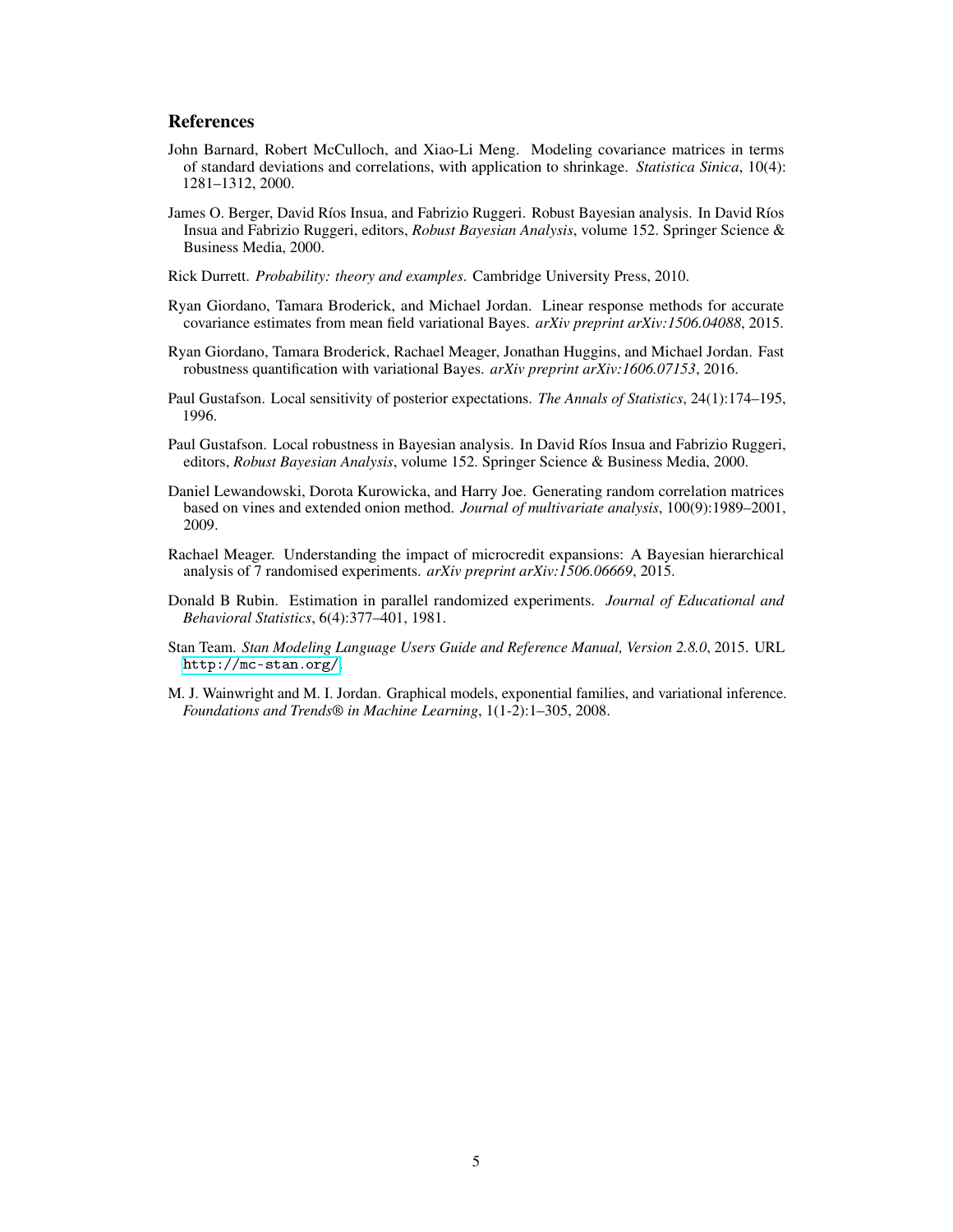## References

John Barnard, Robert McCulloch, and Xiao-Li Meng. Modeling covariance matrices in terms of standard deviations and correlations, with application to shrinkage. *Statistica Sinica*, 10(4): 1281–1312, 2000.

James O. Berger, David Ríos Insua, and Fabrizio Ruggeri. Robust Bayesian analysis. In David Ríos Insua and Fabrizio Ruggeri, editors, *Robust Bayesian Analysis*, volume 152. Springer Science & Business Media, 2000.

Rick Durrett. *Probability: theory and examples*. Cambridge University Press, 2010.

Ryan Giordano, Tamara Broderick, and Michael Jordan. Linear response methods for accurate covariance estimates from mean field variational Bayes. *arXiv preprint arXiv:1506.04088*, 2015.

Ryan Giordano, Tamara Broderick, Rachael Meager, Jonathan Huggins, and Michael Jordan. Fast robustness quantification with variational Bayes. *arXiv preprint arXiv:1606.07153*, 2016.

Paul Gustafson. Local sensitivity of posterior expectations. *The Annals of Statistics*, 24(1):174–195, 1996.

Paul Gustafson. Local robustness in Bayesian analysis. In David Ríos Insua and Fabrizio Ruggeri, editors, *Robust Bayesian Analysis*, volume 152. Springer Science & Business Media, 2000.

Daniel Lewandowski, Dorota Kurowicka, and Harry Joe. Generating random correlation matrices based on vines and extended onion method. *Journal of multivariate analysis*, 100(9):1989–2001, 2009.

Rachael Meager. Understanding the impact of microcredit expansions: A Bayesian hierarchical analysis of 7 randomised experiments. *arXiv preprint arXiv:1506.06669*, 2015.

Donald B Rubin. Estimation in parallel randomized experiments. *Journal of Educational and Behavioral Statistics*, 6(4):377–401, 1981.

Stan Team. *Stan Modeling Language Users Guide and Reference Manual, Version 2.8.0*, 2015. URL `http://mc-stan.org/`.

M. J. Wainwright and M. I. Jordan. Graphical models, exponential families, and variational inference. *Foundations and Trends® in Machine Learning*, 1(1-2):1–305, 2008.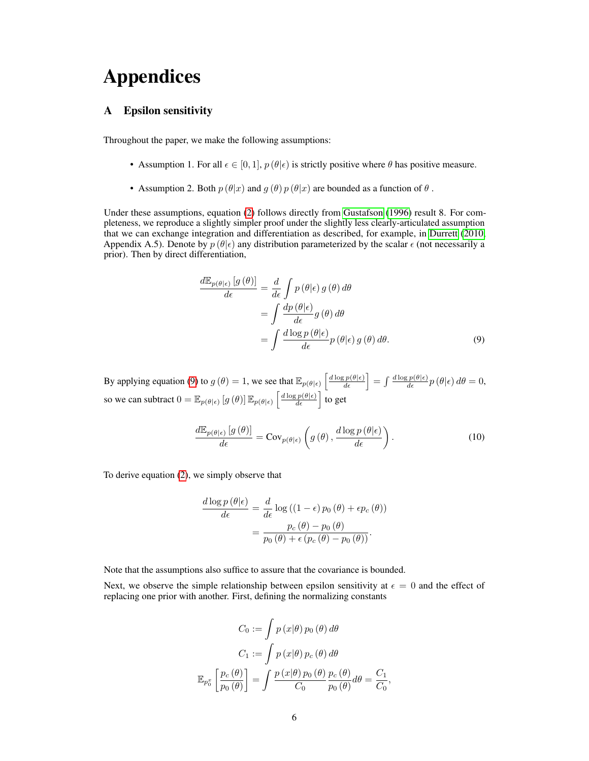# Appendices

## A Epsilon sensitivity

Throughout the paper, we make the following assumptions:

- Assumption 1. For all $\epsilon \in [0, 1]$, $p(\theta|\epsilon)$ is strictly positive where $\theta$ has positive measure.
- Assumption 2. Both $p(\theta|x)$ and $g(\theta) p(\theta|x)$ are bounded as a function of $\theta$ .

Under these assumptions, equation (2) follows directly from Gustafson (1996) result 8. For completeness, we reproduce a slightly simpler proof under the slightly less clearly-articulated assumption that we can exchange integration and differentiation as described, for example, in Durrett (2010, Appendix A.5). Denote by $p(\theta|\epsilon)$ any distribution parameterized by the scalar $\epsilon$ (not necessarily a prior). Then by direct differentiation,

$$
\begin{aligned}
\frac{d\mathbb{E}_{p(\theta|\epsilon)}\left[g(\theta)\right]}{d\epsilon} &= \frac{d}{d\epsilon}\int p(\theta|\epsilon)\, g(\theta)\, d\theta \\
&= \int \frac{dp(\theta|\epsilon)}{d\epsilon} g(\theta)\, d\theta \\
&= \int \frac{d\log p(\theta|\epsilon)}{d\epsilon} p(\theta|\epsilon)\, g(\theta)\, d\theta. \qquad (9)
\end{aligned}
$$

By applying equation (9) to $g(\theta) = 1$, we see that $\mathbb{E}_{p(\theta|\epsilon)}\left[\frac{d\log p(\theta|\epsilon)}{d\epsilon}\right] = \int \frac{d\log p(\theta|\epsilon)}{d\epsilon} p(\theta|\epsilon)\, d\theta = 0$, so we can subtract $0 = \mathbb{E}_{p(\theta|\epsilon)}\left[g(\theta)\right] \mathbb{E}_{p(\theta|\epsilon)}\left[\frac{d\log p(\theta|\epsilon)}{d\epsilon}\right]$ to get

$$
\frac{d\mathbb{E}_{p(\theta|\epsilon)}\left[g(\theta)\right]}{d\epsilon} = \mathrm{Cov}_{p(\theta|\epsilon)}\left(g(\theta), \frac{d\log p(\theta|\epsilon)}{d\epsilon}\right). \qquad (10)
$$

To derive equation (2), we simply observe that

$$
\begin{aligned}
\frac{d\log p(\theta|\epsilon)}{d\epsilon} &= \frac{d}{d\epsilon}\log\left((1-\epsilon)\, p_0(\theta) + \epsilon p_c(\theta)\right) \\
&= \frac{p_c(\theta) - p_0(\theta)}{p_0(\theta) + \epsilon\left(p_c(\theta) - p_0(\theta)\right)}.
\end{aligned}
$$

Note that the assumptions also suffice to assure that the covariance is bounded.

Next, we observe the simple relationship between epsilon sensitivity at $\epsilon = 0$ and the effect of replacing one prior with another. First, defining the normalizing constants

$$
\begin{aligned}
C_0 &:= \int p(x|\theta)\, p_0(\theta)\, d\theta \\
C_1 &:= \int p(x|\theta)\, p_c(\theta)\, d\theta \\
\mathbb{E}_{p_0^x}\left[\frac{p_c(\theta)}{p_0(\theta)}\right] &= \int \frac{p(x|\theta)\, p_0(\theta)}{C_0} \frac{p_c(\theta)}{p_0(\theta)} d\theta = \frac{C_1}{C_0},
\end{aligned}
$$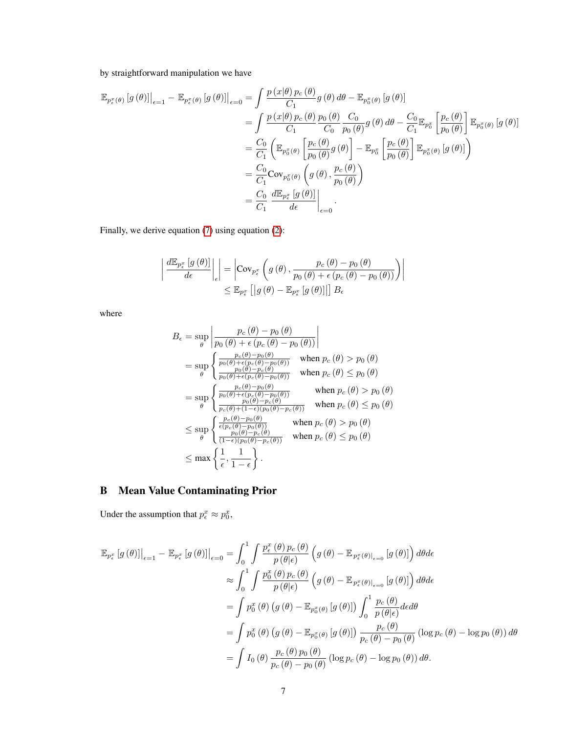by straightforward manipulation we have

$$
\begin{aligned}
\mathbb{E}_{p_{\epsilon}^{x}(\theta)}\left[g\left(\theta\right)\right]\big|_{\epsilon=1}-\mathbb{E}_{p_{\epsilon}^{x}(\theta)}\left[g\left(\theta\right)\right]\big|_{\epsilon=0} &= \int\frac{p\left(x|\theta\right)p_{c}\left(\theta\right)}{C_{1}}g\left(\theta\right)d\theta-\mathbb{E}_{p_{0}^{x}(\theta)}\left[g\left(\theta\right)\right] \\
&= \int\frac{p\left(x|\theta\right)p_{c}\left(\theta\right)}{C_{1}}\frac{p_{0}\left(\theta\right)}{C_{0}}\frac{C_{0}}{p_{0}\left(\theta\right)}g\left(\theta\right)d\theta-\frac{C_{0}}{C_{1}}\mathbb{E}_{p_{0}^{x}}\left[\frac{p_{c}\left(\theta\right)}{p_{0}\left(\theta\right)}\right]\mathbb{E}_{p_{0}^{x}(\theta)}\left[g\left(\theta\right)\right] \\
&= \frac{C_{0}}{C_{1}}\left(\mathbb{E}_{p_{0}^{x}(\theta)}\left[\frac{p_{c}\left(\theta\right)}{p_{0}\left(\theta\right)}g\left(\theta\right)\right]-\mathbb{E}_{p_{0}^{x}}\left[\frac{p_{c}\left(\theta\right)}{p_{0}\left(\theta\right)}\right]\mathbb{E}_{p_{0}^{x}(\theta)}\left[g\left(\theta\right)\right]\right) \\
&= \frac{C_{0}}{C_{1}}\mathrm{Cov}_{p_{0}^{x}(\theta)}\left(g\left(\theta\right),\frac{p_{c}\left(\theta\right)}{p_{0}\left(\theta\right)}\right) \\
&= \frac{C_{0}}{C_{1}}\left.\frac{d\mathbb{E}_{p_{\epsilon}^{x}}\left[g\left(\theta\right)\right]}{d\epsilon}\right|_{\epsilon=0}.
\end{aligned}
$$

Finally, we derive equation (7) using equation (2):

$$
\begin{aligned}
\left|\left.\frac{d\mathbb{E}_{p_{\epsilon}^{x}}\left[g\left(\theta\right)\right]}{d\epsilon}\right|_{\epsilon}\right| &= \left|\mathrm{Cov}_{p_{\epsilon}^{x}}\left(g\left(\theta\right),\frac{p_{c}\left(\theta\right)-p_{0}\left(\theta\right)}{p_{0}\left(\theta\right)+\epsilon\left(p_{c}\left(\theta\right)-p_{0}\left(\theta\right)\right)}\right)\right| \\
&\leq \mathbb{E}_{p_{\epsilon}^{x}}\left[\left|g\left(\theta\right)-\mathbb{E}_{p_{\epsilon}^{x}}\left[g\left(\theta\right)\right]\right|\right]B_{\epsilon}
\end{aligned}
$$

where

$$
\begin{aligned}
B_{\epsilon} &= \sup_{\theta}\left|\frac{p_{c}\left(\theta\right)-p_{0}\left(\theta\right)}{p_{0}\left(\theta\right)+\epsilon\left(p_{c}\left(\theta\right)-p_{0}\left(\theta\right)\right)}\right| \\
&= \sup_{\theta}\begin{cases}\frac{p_{c}(\theta)-p_{0}(\theta)}{p_{0}(\theta)+\epsilon(p_{c}(\theta)-p_{0}(\theta))} & \text{when } p_{c}\left(\theta\right)>p_{0}\left(\theta\right)\\ \frac{p_{0}(\theta)-p_{c}(\theta)}{p_{0}(\theta)+\epsilon(p_{c}(\theta)-p_{0}(\theta))} & \text{when } p_{c}\left(\theta\right)\leq p_{0}\left(\theta\right)\end{cases} \\
&= \sup_{\theta}\begin{cases}\frac{p_{c}(\theta)-p_{0}(\theta)}{p_{0}(\theta)+\epsilon(p_{c}(\theta)-p_{0}(\theta))} & \text{when } p_{c}\left(\theta\right)>p_{0}\left(\theta\right)\\ \frac{p_{0}(\theta)-p_{c}(\theta)}{p_{c}(\theta)+(1-\epsilon)(p_{0}(\theta)-p_{c}(\theta))} & \text{when } p_{c}\left(\theta\right)\leq p_{0}\left(\theta\right)\end{cases} \\
&\leq \sup_{\theta}\begin{cases}\frac{p_{c}(\theta)-p_{0}(\theta)}{\epsilon(p_{c}(\theta)-p_{0}(\theta))} & \text{when } p_{c}\left(\theta\right)>p_{0}\left(\theta\right)\\ \frac{p_{0}(\theta)-p_{c}(\theta)}{(1-\epsilon)(p_{0}(\theta)-p_{c}(\theta))} & \text{when } p_{c}\left(\theta\right)\leq p_{0}\left(\theta\right)\end{cases} \\
&\leq \max\left\{\frac{1}{\epsilon},\frac{1}{1-\epsilon}\right\}.
\end{aligned}
$$

## B Mean Value Contaminating Prior

Under the assumption that $p_{\epsilon}^{x}\approx p_{0}^{x}$,

$$
\begin{aligned}
\mathbb{E}_{p_{\epsilon}^{x}}\left[g\left(\theta\right)\right]\big|_{\epsilon=1}-\mathbb{E}_{p_{\epsilon}^{x}}\left[g\left(\theta\right)\right]\big|_{\epsilon=0} &= \int_{0}^{1}\int\frac{p_{\epsilon}^{x}\left(\theta\right)p_{c}\left(\theta\right)}{p\left(\theta|\epsilon\right)}\left(g\left(\theta\right)-\mathbb{E}_{p_{\epsilon}^{x}(\theta)|_{\epsilon=0}}\left[g\left(\theta\right)\right]\right)d\theta d\epsilon \\
&\approx \int_{0}^{1}\int\frac{p_{0}^{x}\left(\theta\right)p_{c}\left(\theta\right)}{p\left(\theta|\epsilon\right)}\left(g\left(\theta\right)-\mathbb{E}_{p_{\epsilon}^{x}(\theta)|_{\epsilon=0}}\left[g\left(\theta\right)\right]\right)d\theta d\epsilon \\
&= \int p_{0}^{x}\left(\theta\right)\left(g\left(\theta\right)-\mathbb{E}_{p_{0}^{x}(\theta)}\left[g\left(\theta\right)\right]\right)\int_{0}^{1}\frac{p_{c}\left(\theta\right)}{p\left(\theta|\epsilon\right)}d\epsilon d\theta \\
&= \int p_{0}^{x}\left(\theta\right)\left(g\left(\theta\right)-\mathbb{E}_{p_{0}^{x}(\theta)}\left[g\left(\theta\right)\right]\right)\frac{p_{c}\left(\theta\right)}{p_{c}\left(\theta\right)-p_{0}\left(\theta\right)}\left(\log p_{c}\left(\theta\right)-\log p_{0}\left(\theta\right)\right)d\theta \\
&= \int I_{0}\left(\theta\right)\frac{p_{c}\left(\theta\right)p_{0}\left(\theta\right)}{p_{c}\left(\theta\right)-p_{0}\left(\theta\right)}\left(\log p_{c}\left(\theta\right)-\log p_{0}\left(\theta\right)\right)d\theta.
\end{aligned}
$$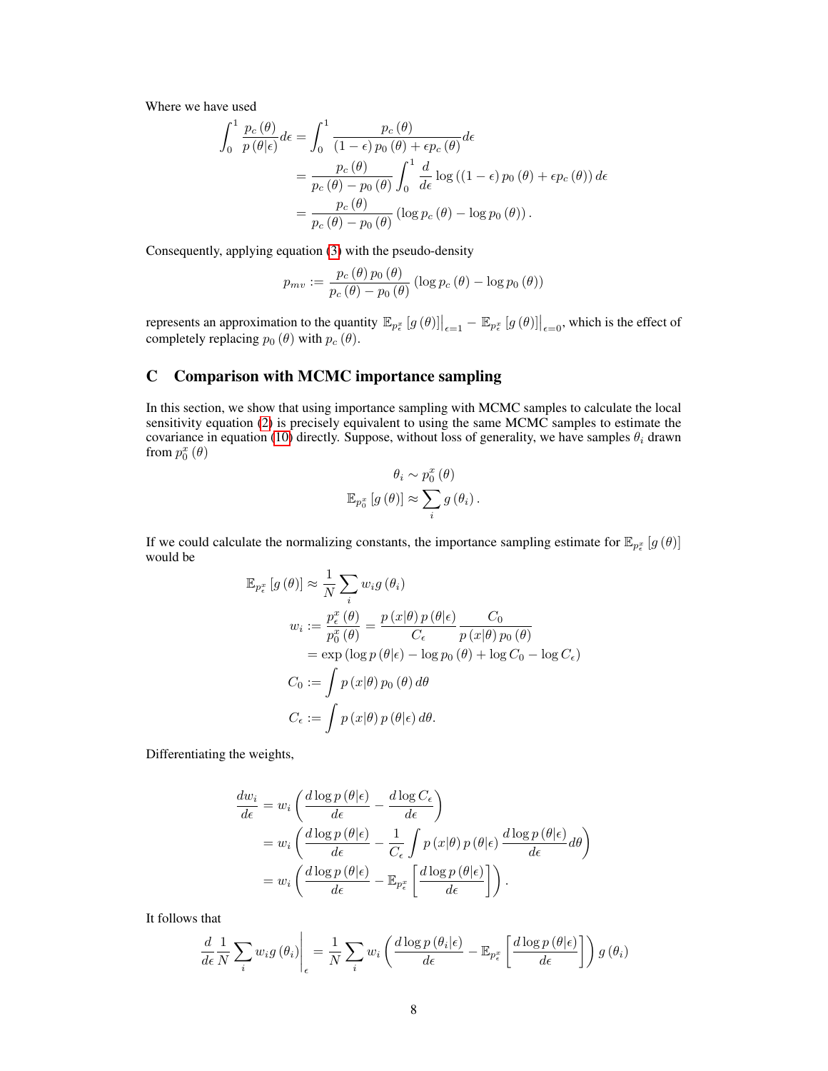Where we have used

$$
\begin{aligned}
\int_0^1 \frac{p_c(\theta)}{p(\theta|\epsilon)} d\epsilon &= \int_0^1 \frac{p_c(\theta)}{(1-\epsilon)\, p_0(\theta) + \epsilon p_c(\theta)} d\epsilon \\
&= \frac{p_c(\theta)}{p_c(\theta) - p_0(\theta)} \int_0^1 \frac{d}{d\epsilon} \log\left((1-\epsilon)\, p_0(\theta) + \epsilon p_c(\theta)\right) d\epsilon \\
&= \frac{p_c(\theta)}{p_c(\theta) - p_0(\theta)} \left(\log p_c(\theta) - \log p_0(\theta)\right).
\end{aligned}
$$

Consequently, applying equation (3) with the pseudo-density

$$
p_{mv} := \frac{p_c(\theta)\, p_0(\theta)}{p_c(\theta) - p_0(\theta)} \left(\log p_c(\theta) - \log p_0(\theta)\right)
$$

represents an approximation to the quantity $\mathbb{E}_{p_\epsilon^x}[g(\theta)]\big|_{\epsilon=1} - \mathbb{E}_{p_\epsilon^x}[g(\theta)]\big|_{\epsilon=0}$, which is the effect of completely replacing $p_0(\theta)$ with $p_c(\theta)$.

# C Comparison with MCMC importance sampling

In this section, we show that using importance sampling with MCMC samples to calculate the local sensitivity equation (2) is precisely equivalent to using the same MCMC samples to estimate the covariance in equation (10) directly. Suppose, without loss of generality, we have samples $\theta_i$ drawn from $p_0^x(\theta)$

$$
\begin{aligned}
\theta_i &\sim p_0^x(\theta) \\
\mathbb{E}_{p_0^x}[g(\theta)] &\approx \sum_i g(\theta_i).
\end{aligned}
$$

If we could calculate the normalizing constants, the importance sampling estimate for $\mathbb{E}_{p_\epsilon^x}[g(\theta)]$ would be

$$
\begin{aligned}
\mathbb{E}_{p_\epsilon^x}[g(\theta)] &\approx \frac{1}{N}\sum_i w_i g(\theta_i) \\
w_i &:= \frac{p_\epsilon^x(\theta)}{p_0^x(\theta)} = \frac{p(x|\theta)\, p(\theta|\epsilon)}{C_\epsilon} \frac{C_0}{p(x|\theta)\, p_0(\theta)} \\
&= \exp\left(\log p(\theta|\epsilon) - \log p_0(\theta) + \log C_0 - \log C_\epsilon\right) \\
C_0 &:= \int p(x|\theta)\, p_0(\theta)\, d\theta \\
C_\epsilon &:= \int p(x|\theta)\, p(\theta|\epsilon)\, d\theta.
\end{aligned}
$$

Differentiating the weights,

$$
\begin{aligned}
\frac{dw_i}{d\epsilon} &= w_i \left(\frac{d\log p(\theta|\epsilon)}{d\epsilon} - \frac{d\log C_\epsilon}{d\epsilon}\right) \\
&= w_i \left(\frac{d\log p(\theta|\epsilon)}{d\epsilon} - \frac{1}{C_\epsilon}\int p(x|\theta)\, p(\theta|\epsilon) \frac{d\log p(\theta|\epsilon)}{d\epsilon} d\theta\right) \\
&= w_i \left(\frac{d\log p(\theta|\epsilon)}{d\epsilon} - \mathbb{E}_{p_\epsilon^x}\left[\frac{d\log p(\theta|\epsilon)}{d\epsilon}\right]\right).
\end{aligned}
$$

It follows that

$$
\frac{d}{d\epsilon}\frac{1}{N}\sum_i w_i g(\theta_i)\bigg|_\epsilon = \frac{1}{N}\sum_i w_i \left(\frac{d\log p(\theta_i|\epsilon)}{d\epsilon} - \mathbb{E}_{p_\epsilon^x}\left[\frac{d\log p(\theta|\epsilon)}{d\epsilon}\right]\right) g(\theta_i)
$$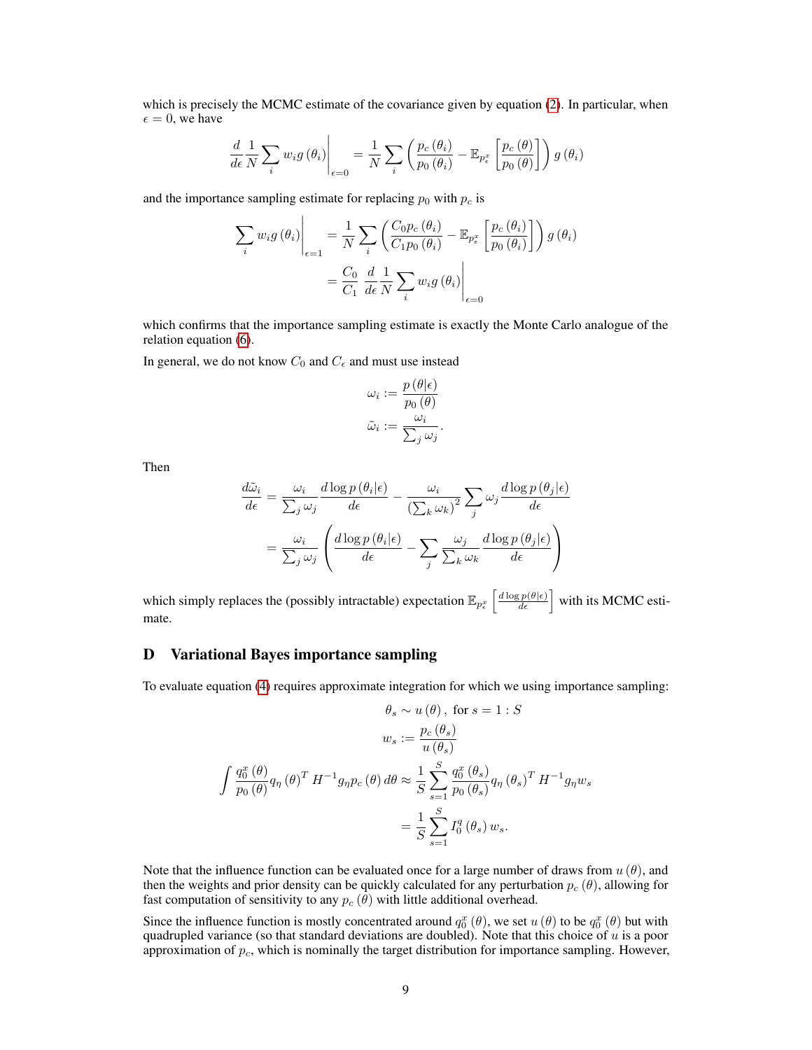which is precisely the MCMC estimate of the covariance given by equation (2). In particular, when $\epsilon = 0$, we have

$$
\left. \frac{d}{d\epsilon} \frac{1}{N} \sum_i w_i g\left(\theta_i\right) \right|_{\epsilon=0} = \frac{1}{N} \sum_i \left( \frac{p_c\left(\theta_i\right)}{p_0\left(\theta_i\right)} - \mathbb{E}_{p_\epsilon^x}\left[ \frac{p_c\left(\theta\right)}{p_0\left(\theta\right)} \right] \right) g\left(\theta_i\right)
$$

and the importance sampling estimate for replacing $p_0$ with $p_c$ is

$$
\begin{aligned}
\left. \sum_i w_i g\left(\theta_i\right) \right|_{\epsilon=1} &= \frac{1}{N} \sum_i \left( \frac{C_0 p_c\left(\theta_i\right)}{C_1 p_0\left(\theta_i\right)} - \mathbb{E}_{p_\epsilon^x}\left[ \frac{p_c\left(\theta_i\right)}{p_0\left(\theta_i\right)} \right] \right) g\left(\theta_i\right) \\
&= \frac{C_0}{C_1} \left. \frac{d}{d\epsilon} \frac{1}{N} \sum_i w_i g\left(\theta_i\right) \right|_{\epsilon=0}
\end{aligned}
$$

which confirms that the importance sampling estimate is exactly the Monte Carlo analogue of the relation equation (6).

In general, we do not know $C_0$ and $C_\epsilon$ and must use instead

$$
\begin{aligned}
\omega_i &:= \frac{p\left(\theta|\epsilon\right)}{p_0\left(\theta\right)} \\
\tilde{\omega}_i &:= \frac{\omega_i}{\sum_j \omega_j}.
\end{aligned}
$$

Then

$$
\begin{aligned}
\frac{d\tilde{\omega}_i}{d\epsilon} &= \frac{\omega_i}{\sum_j \omega_j} \frac{d \log p\left(\theta_i|\epsilon\right)}{d\epsilon} - \frac{\omega_i}{\left(\sum_k \omega_k\right)^2} \sum_j \omega_j \frac{d \log p\left(\theta_j|\epsilon\right)}{d\epsilon} \\
&= \frac{\omega_i}{\sum_j \omega_j} \left( \frac{d \log p\left(\theta_i|\epsilon\right)}{d\epsilon} - \sum_j \frac{\omega_j}{\sum_k \omega_k} \frac{d \log p\left(\theta_j|\epsilon\right)}{d\epsilon} \right)
\end{aligned}
$$

which simply replaces the (possibly intractable) expectation $\mathbb{E}_{p_\epsilon^x}\left[\frac{d \log p(\theta|\epsilon)}{d\epsilon}\right]$ with its MCMC estimate.

# D Variational Bayes importance sampling

To evaluate equation (4) requires approximate integration for which we using importance sampling:

$$
\begin{aligned}
\theta_s &\sim u\left(\theta\right), \text{ for } s = 1:S \\
w_s &:= \frac{p_c\left(\theta_s\right)}{u\left(\theta_s\right)} \\
\int \frac{q_0^x\left(\theta\right)}{p_0\left(\theta\right)} q_\eta\left(\theta\right)^T H^{-1} g_\eta p_c\left(\theta\right) d\theta &\approx \frac{1}{S} \sum_{s=1}^{S} \frac{q_0^x\left(\theta_s\right)}{p_0\left(\theta_s\right)} q_\eta\left(\theta_s\right)^T H^{-1} g_\eta w_s \\
&= \frac{1}{S} \sum_{s=1}^{S} I_0^q\left(\theta_s\right) w_s.
\end{aligned}
$$

Note that the influence function can be evaluated once for a large number of draws from $u\left(\theta\right)$, and then the weights and prior density can be quickly calculated for any perturbation $p_c\left(\theta\right)$, allowing for fast computation of sensitivity to any $p_c\left(\theta\right)$ with little additional overhead.

Since the influence function is mostly concentrated around $q_0^x\left(\theta\right)$, we set $u\left(\theta\right)$ to be $q_0^x\left(\theta\right)$ but with quadrupled variance (so that standard deviations are doubled). Note that this choice of $u$ is a poor approximation of $p_c$, which is nominally the target distribution for importance sampling. However,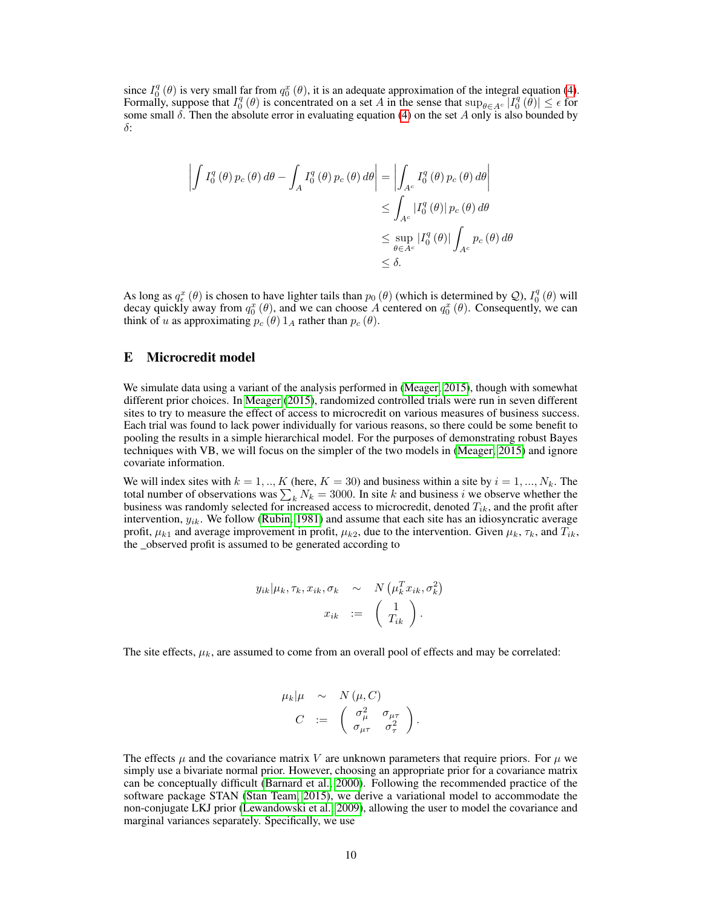since $I_0^q(\theta)$ is very small far from $q_0^x(\theta)$, it is an adequate approximation of the integral equation (4). Formally, suppose that $I_0^q(\theta)$ is concentrated on a set $A$ in the sense that $\sup_{\theta \in A^c} |I_0^q(\theta)| \leq \epsilon$ for some small $\delta$. Then the absolute error in evaluating equation (4) on the set $A$ only is also bounded by $\delta$:

$$
\begin{aligned}
\left| \int I_0^q(\theta) p_c(\theta) d\theta - \int_A I_0^q(\theta) p_c(\theta) d\theta \right| &= \left| \int_{A^c} I_0^q(\theta) p_c(\theta) d\theta \right| \\
&\leq \int_{A^c} |I_0^q(\theta)| p_c(\theta) d\theta \\
&\leq \sup_{\theta \in A^c} |I_0^q(\theta)| \int_{A^c} p_c(\theta) d\theta \\
&\leq \delta.
\end{aligned}
$$

As long as $q_\epsilon^x(\theta)$ is chosen to have lighter tails than $p_0(\theta)$ (which is determined by $\mathcal{Q}$), $I_0^q(\theta)$ will decay quickly away from $q_0^x(\theta)$, and we can choose $A$ centered on $q_0^x(\theta)$. Consequently, we can think of $u$ as approximating $p_c(\theta) 1_A$ rather than $p_c(\theta)$.

## E Microcredit model

We simulate data using a variant of the analysis performed in (Meager, 2015), though with somewhat different prior choices. In Meager (2015), randomized controlled trials were run in seven different sites to try to measure the effect of access to microcredit on various measures of business success. Each trial was found to lack power individually for various reasons, so there could be some benefit to pooling the results in a simple hierarchical model. For the purposes of demonstrating robust Bayes techniques with VB, we will focus on the simpler of the two models in (Meager, 2015) and ignore covariate information.

We will index sites with $k = 1, .., K$ (here, $K = 30$) and business within a site by $i = 1, ..., N_k$. The total number of observations was $\sum_k N_k = 3000$. In site $k$ and business $i$ we observe whether the business was randomly selected for increased access to microcredit, denoted $T_{ik}$, and the profit after intervention, $y_{ik}$. We follow (Rubin, 1981) and assume that each site has an idiosyncratic average profit, $\mu_{k1}$ and average improvement in profit, $\mu_{k2}$, due to the intervention. Given $\mu_k$, $\tau_k$, and $T_{ik}$, the _observed profit is assumed to be generated according to

$$
\begin{aligned}
y_{ik} | \mu_k, \tau_k, x_{ik}, \sigma_k &\sim N\left(\mu_k^T x_{ik}, \sigma_k^2\right) \\
x_{ik} &:= \left( \begin{array}{c} 1 \\ T_{ik} \end{array} \right).
\end{aligned}
$$

The site effects, $\mu_k$, are assumed to come from an overall pool of effects and may be correlated:

$$
\begin{aligned}
\mu_k | \mu &\sim N(\mu, C) \\
C &:= \left( \begin{array}{cc} \sigma_\mu^2 & \sigma_{\mu\tau} \\ \sigma_{\mu\tau} & \sigma_\tau^2 \end{array} \right).
\end{aligned}
$$

The effects $\mu$ and the covariance matrix $V$ are unknown parameters that require priors. For $\mu$ we simply use a bivariate normal prior. However, choosing an appropriate prior for a covariance matrix can be conceptually difficult (Barnard et al., 2000). Following the recommended practice of the software package STAN (Stan Team, 2015), we derive a variational model to accommodate the non-conjugate LKJ prior (Lewandowski et al., 2009), allowing the user to model the covariance and marginal variances separately. Specifically, we use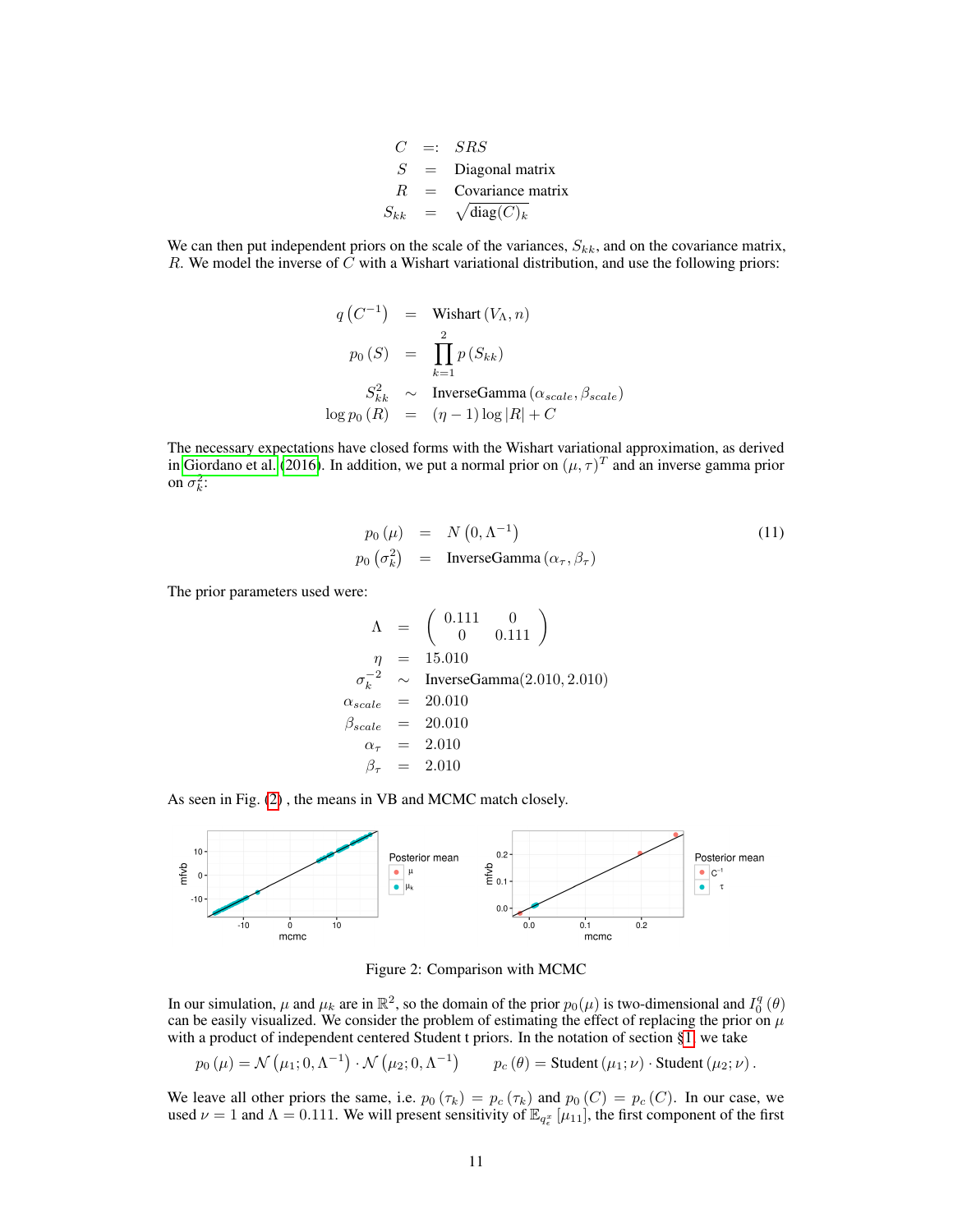$$
\begin{aligned}
C &=: SRS \\
S &= \text{Diagonal matrix} \\
R &= \text{Covariance matrix} \\
S_{kk} &= \sqrt{\text{diag}(C)_k}
\end{aligned}
$$

We can then put independent priors on the scale of the variances, $S_{kk}$, and on the covariance matrix, $R$. We model the inverse of $C$ with a Wishart variational distribution, and use the following priors:

$$
\begin{aligned}
q\left(C^{-1}\right) &= \text{Wishart}\left(V_\Lambda, n\right) \\
p_0\left(S\right) &= \prod_{k=1}^{2} p\left(S_{kk}\right) \\
S_{kk}^2 &\sim \text{InverseGamma}\left(\alpha_{scale}, \beta_{scale}\right) \\
\log p_0\left(R\right) &= \left(\eta - 1\right) \log |R| + C
\end{aligned}
$$

The necessary expectations have closed forms with the Wishart variational approximation, as derived in Giordano et al. (2016). In addition, we put a normal prior on $(\mu, \tau)^T$ and an inverse gamma prior on $\sigma_k^2$:

$$
\begin{aligned}
p_0\left(\mu\right) &= N\left(0, \Lambda^{-1}\right) \\
p_0\left(\sigma_k^2\right) &= \text{InverseGamma}\left(\alpha_\tau, \beta_\tau\right)
\end{aligned}
\tag{11}
$$

The prior parameters used were:

$$
\begin{aligned}
\Lambda &= \begin{pmatrix} 0.111 & 0 \\ 0 & 0.111 \end{pmatrix} \\
\eta &= 15.010 \\
\sigma_k^{-2} &\sim \text{InverseGamma}(2.010, 2.010) \\
\alpha_{scale} &= 20.010 \\
\beta_{scale} &= 20.010 \\
\alpha_\tau &= 2.010 \\
\beta_\tau &= 2.010
\end{aligned}
$$

As seen in Fig. (2) , the means in VB and MCMC match closely.

Figure 2: Comparison with MCMC

In our simulation, $\mu$ and $\mu_k$ are in $\mathbb{R}^2$, so the domain of the prior $p_0(\mu)$ is two-dimensional and $I_0^q\left(\theta\right)$ can be easily visualized. We consider the problem of estimating the effect of replacing the prior on $\mu$ with a product of independent centered Student t priors. In the notation of section §1, we take

$$
p_0\left(\mu\right) = \mathcal{N}\left(\mu_1; 0, \Lambda^{-1}\right) \cdot \mathcal{N}\left(\mu_2; 0, \Lambda^{-1}\right) \qquad p_c\left(\theta\right) = \text{Student}\left(\mu_1; \nu\right) \cdot \text{Student}\left(\mu_2; \nu\right).
$$

We leave all other priors the same, i.e. $p_0\left(\tau_k\right) = p_c\left(\tau_k\right)$ and $p_0\left(C\right) = p_c\left(C\right)$. In our case, we used $\nu = 1$ and $\Lambda = 0.111$. We will present sensitivity of $\mathbb{E}_{q_\epsilon^x}\left[\mu_{11}\right]$, the first component of the first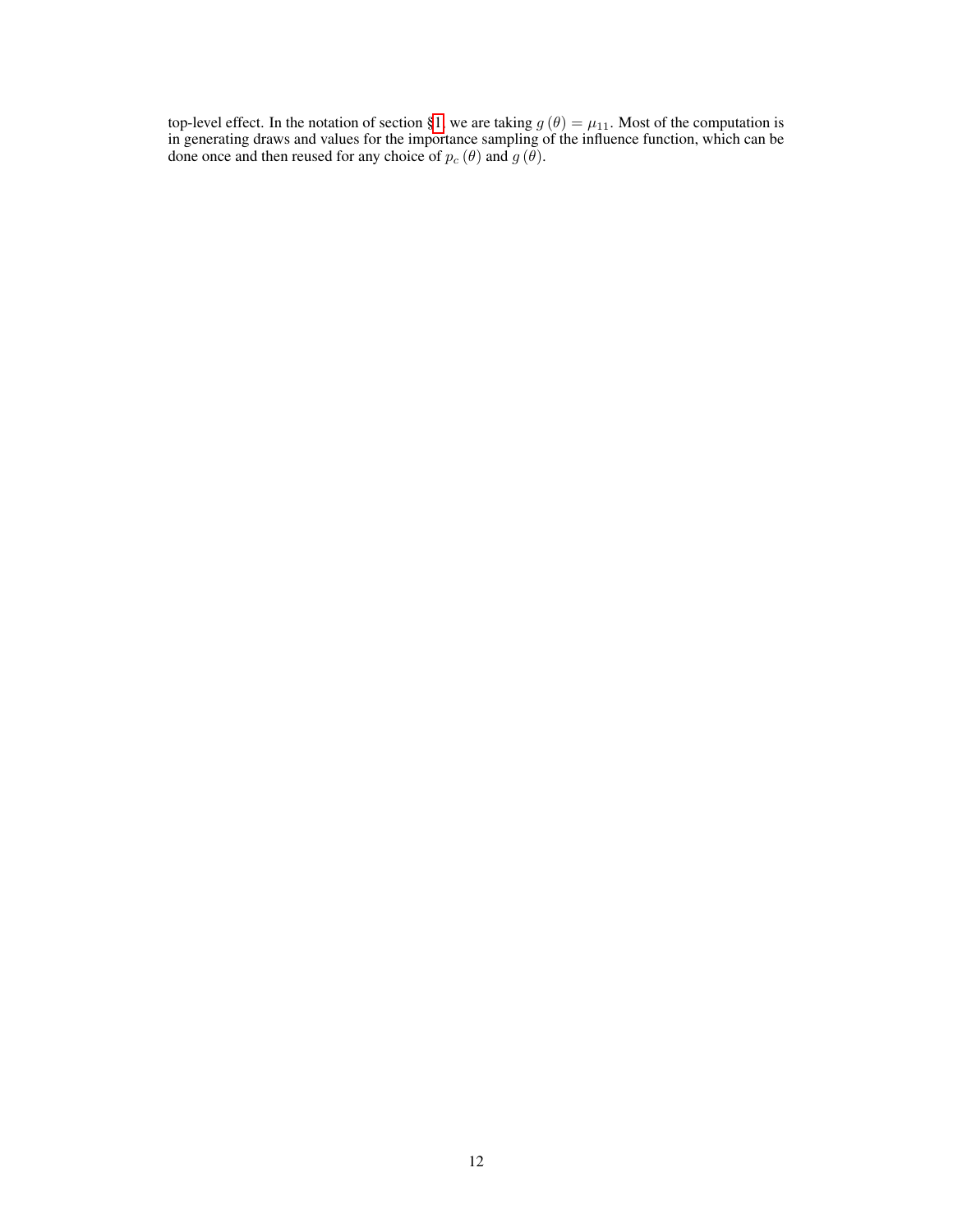top-level effect. In the notation of section §1, we are taking $g(\theta) = \mu_{11}$. Most of the computation is in generating draws and values for the importance sampling of the influence function, which can be done once and then reused for any choice of $p_c(\theta)$ and $g(\theta)$.